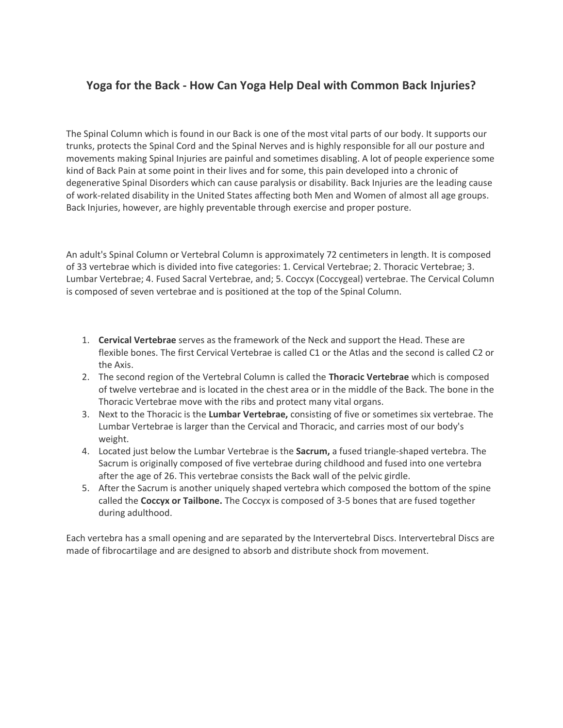# Yoga for the Back - How Can Yoga Help Deal with Common Back Injuries?

The Spinal Column which is found in our Back is one of the most vital parts of our body. It supports our trunks, protects the Spinal Cord and the Spinal Nerves and is highly responsible for all our posture and movements making Spinal Injuries are painful and sometimes disabling. A lot of people experience some kind of Back Pain at some point in their lives and for some, this pain developed into a chronic of degenerative Spinal Disorders which can cause paralysis or disability. Back Injuries are the leading cause of work-related disability in the United States affecting both Men and Women of almost all age groups. Back Injuries, however, are highly preventable through exercise and proper posture.

An adult's Spinal Column or Vertebral Column is approximately 72 centimeters in length. It is composed of 33 vertebrae which is divided into five categories: 1. Cervical Vertebrae; 2. Thoracic Vertebrae; 3. Lumbar Vertebrae; 4. Fused Sacral Vertebrae, and; 5. Coccyx (Coccygeal) vertebrae. The Cervical Column is composed of seven vertebrae and is positioned at the top of the Spinal Column.

1. **Cervical Vertebrae** serves as the framework of the Neck and support the Head. These are flexible bones. The first Cervical Vertebrae is called C1 or the Atlas and the second is called C2 or the Axis.
2. The second region of the Vertebral Column is called the **Thoracic Vertebrae** which is composed of twelve vertebrae and is located in the chest area or in the middle of the Back. The bone in the Thoracic Vertebrae move with the ribs and protect many vital organs.
3. Next to the Thoracic is the **Lumbar Vertebrae,** consisting of five or sometimes six vertebrae. The Lumbar Vertebrae is larger than the Cervical and Thoracic, and carries most of our body's weight.
4. Located just below the Lumbar Vertebrae is the **Sacrum,** a fused triangle-shaped vertebra. The Sacrum is originally composed of five vertebrae during childhood and fused into one vertebra after the age of 26. This vertebrae consists the Back wall of the pelvic girdle.
5. After the Sacrum is another uniquely shaped vertebra which composed the bottom of the spine called the **Coccyx or Tailbone.** The Coccyx is composed of 3-5 bones that are fused together during adulthood.

Each vertebra has a small opening and are separated by the Intervertebral Discs. Intervertebral Discs are made of fibrocartilage and are designed to absorb and distribute shock from movement.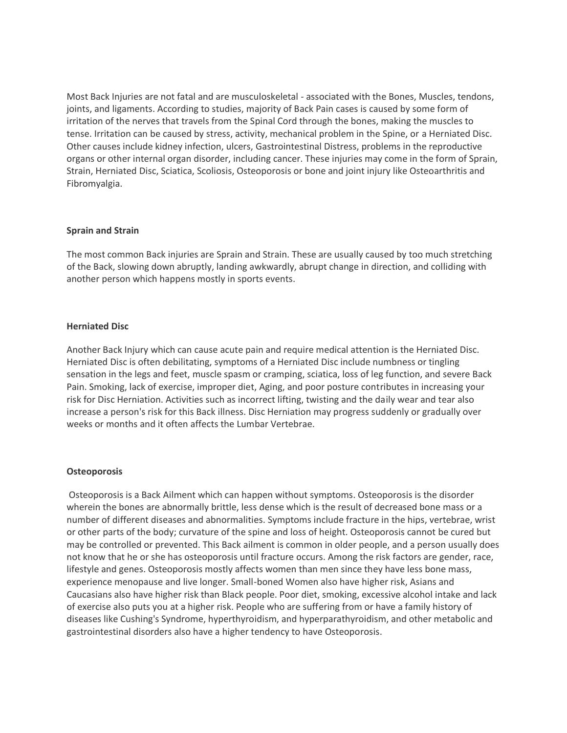Most Back Injuries are not fatal and are musculoskeletal - associated with the Bones, Muscles, tendons, joints, and ligaments. According to studies, majority of Back Pain cases is caused by some form of irritation of the nerves that travels from the Spinal Cord through the bones, making the muscles to tense. Irritation can be caused by stress, activity, mechanical problem in the Spine, or a Herniated Disc. Other causes include kidney infection, ulcers, Gastrointestinal Distress, problems in the reproductive organs or other internal organ disorder, including cancer. These injuries may come in the form of Sprain, Strain, Herniated Disc, Sciatica, Scoliosis, Osteoporosis or bone and joint injury like Osteoarthritis and Fibromyalgia.

**Sprain and Strain**

The most common Back injuries are Sprain and Strain. These are usually caused by too much stretching of the Back, slowing down abruptly, landing awkwardly, abrupt change in direction, and colliding with another person which happens mostly in sports events.

**Herniated Disc**

Another Back Injury which can cause acute pain and require medical attention is the Herniated Disc. Herniated Disc is often debilitating, symptoms of a Herniated Disc include numbness or tingling sensation in the legs and feet, muscle spasm or cramping, sciatica, loss of leg function, and severe Back Pain. Smoking, lack of exercise, improper diet, Aging, and poor posture contributes in increasing your risk for Disc Herniation. Activities such as incorrect lifting, twisting and the daily wear and tear also increase a person's risk for this Back illness. Disc Herniation may progress suddenly or gradually over weeks or months and it often affects the Lumbar Vertebrae.

**Osteoporosis**

Osteoporosis is a Back Ailment which can happen without symptoms. Osteoporosis is the disorder wherein the bones are abnormally brittle, less dense which is the result of decreased bone mass or a number of different diseases and abnormalities. Symptoms include fracture in the hips, vertebrae, wrist or other parts of the body; curvature of the spine and loss of height. Osteoporosis cannot be cured but may be controlled or prevented. This Back ailment is common in older people, and a person usually does not know that he or she has osteoporosis until fracture occurs. Among the risk factors are gender, race, lifestyle and genes. Osteoporosis mostly affects women than men since they have less bone mass, experience menopause and live longer. Small-boned Women also have higher risk, Asians and Caucasians also have higher risk than Black people. Poor diet, smoking, excessive alcohol intake and lack of exercise also puts you at a higher risk. People who are suffering from or have a family history of diseases like Cushing's Syndrome, hyperthyroidism, and hyperparathyroidism, and other metabolic and gastrointestinal disorders also have a higher tendency to have Osteoporosis.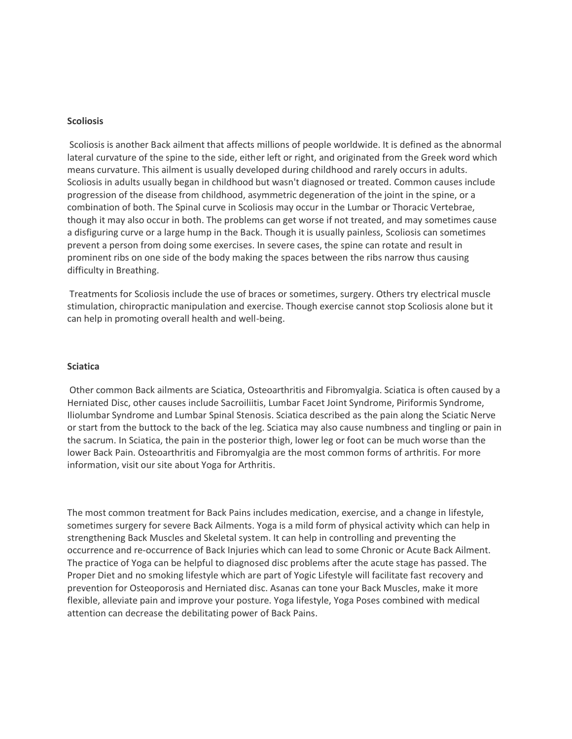**Scoliosis**

Scoliosis is another Back ailment that affects millions of people worldwide. It is defined as the abnormal lateral curvature of the spine to the side, either left or right, and originated from the Greek word which means curvature. This ailment is usually developed during childhood and rarely occurs in adults. Scoliosis in adults usually began in childhood but wasn't diagnosed or treated. Common causes include progression of the disease from childhood, asymmetric degeneration of the joint in the spine, or a combination of both. The Spinal curve in Scoliosis may occur in the Lumbar or Thoracic Vertebrae, though it may also occur in both. The problems can get worse if not treated, and may sometimes cause a disfiguring curve or a large hump in the Back. Though it is usually painless, Scoliosis can sometimes prevent a person from doing some exercises. In severe cases, the spine can rotate and result in prominent ribs on one side of the body making the spaces between the ribs narrow thus causing difficulty in Breathing.

Treatments for Scoliosis include the use of braces or sometimes, surgery. Others try electrical muscle stimulation, chiropractic manipulation and exercise. Though exercise cannot stop Scoliosis alone but it can help in promoting overall health and well-being.

**Sciatica**

Other common Back ailments are Sciatica, Osteoarthritis and Fibromyalgia. Sciatica is often caused by a Herniated Disc, other causes include Sacroiliitis, Lumbar Facet Joint Syndrome, Piriformis Syndrome, Iliolumbar Syndrome and Lumbar Spinal Stenosis. Sciatica described as the pain along the Sciatic Nerve or start from the buttock to the back of the leg. Sciatica may also cause numbness and tingling or pain in the sacrum. In Sciatica, the pain in the posterior thigh, lower leg or foot can be much worse than the lower Back Pain. Osteoarthritis and Fibromyalgia are the most common forms of arthritis. For more information, visit our site about Yoga for Arthritis.

The most common treatment for Back Pains includes medication, exercise, and a change in lifestyle, sometimes surgery for severe Back Ailments. Yoga is a mild form of physical activity which can help in strengthening Back Muscles and Skeletal system. It can help in controlling and preventing the occurrence and re-occurrence of Back Injuries which can lead to some Chronic or Acute Back Ailment. The practice of Yoga can be helpful to diagnosed disc problems after the acute stage has passed. The Proper Diet and no smoking lifestyle which are part of Yogic Lifestyle will facilitate fast recovery and prevention for Osteoporosis and Herniated disc. Asanas can tone your Back Muscles, make it more flexible, alleviate pain and improve your posture. Yoga lifestyle, Yoga Poses combined with medical attention can decrease the debilitating power of Back Pains.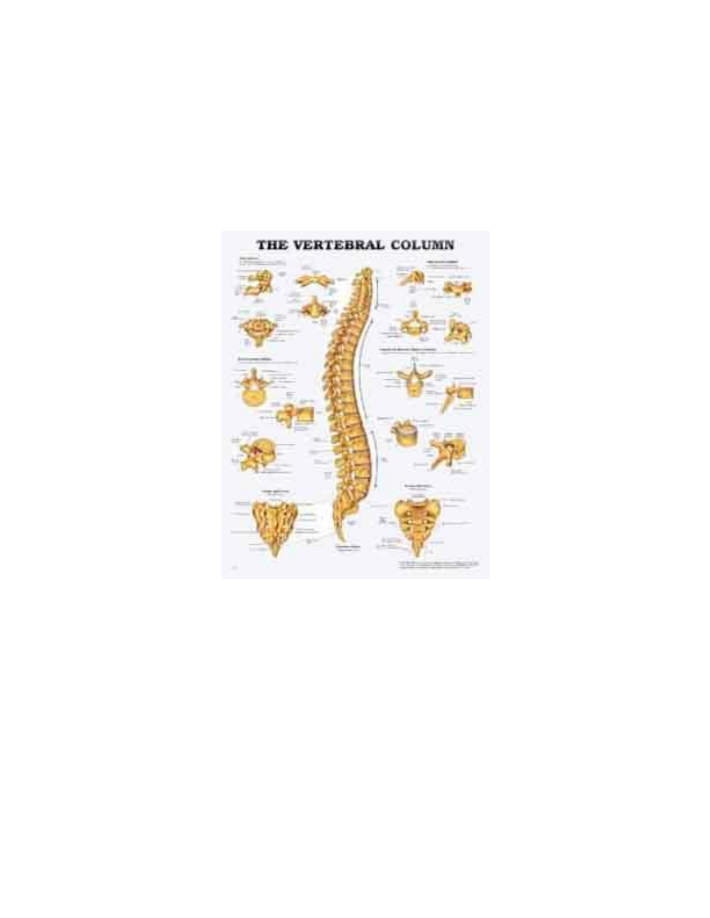# THE VERTEBRAL COLUMN